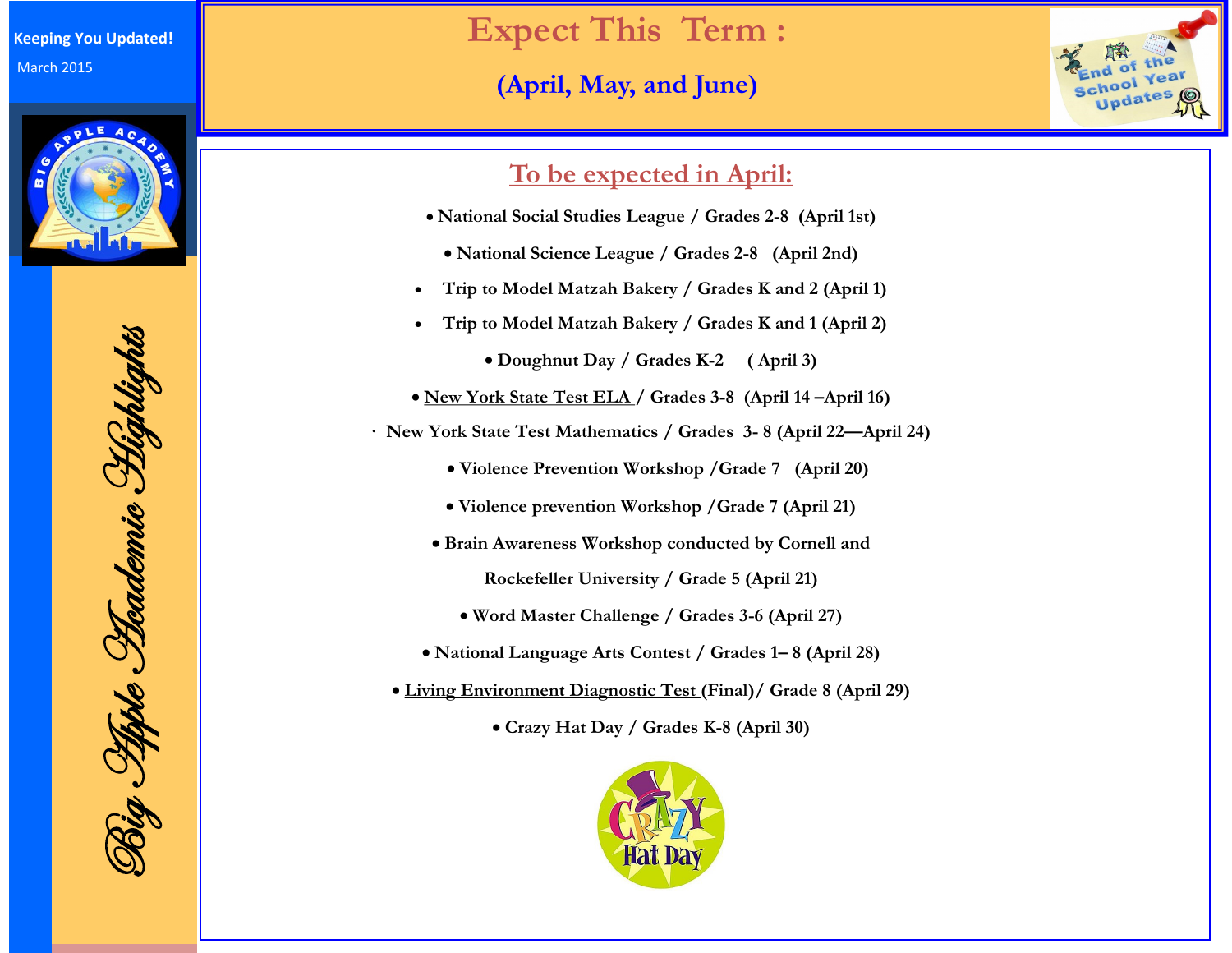Keeping You Updated!

March 2015

*Big Apple Academic Highlights*

# Expect This Term :

## (April, May, and June)

## To be expected in April:

- **National Social Studies League / Grades 2-8 (April 1st)**
- **National Science League / Grades 2-8 (April 2nd)**
- **Trip to Model Matzah Bakery / Grades K and 2 (April 1)**
- **Trip to Model Matzah Bakery / Grades K and 1 (April 2)**
- **Doughnut Day / Grades K-2 ( April 3)**
- **New York State Test ELA / Grades 3-8 (April 14 –April 16)**
- **New York State Test Mathematics / Grades 3- 8 (April 22—April 24)**
- **Violence Prevention Workshop /Grade 7 (April 20)**
- **Violence prevention Workshop /Grade 7 (April 21)**
- **Brain Awareness Workshop conducted by Cornell and Rockefeller University / Grade 5 (April 21)**
- **Word Master Challenge / Grades 3-6 (April 27)**
- **National Language Arts Contest / Grades 1– 8 (April 28)**
- **Living Environment Diagnostic Test (Final)/ Grade 8 (April 29)**
- **Crazy Hat Day / Grades K-8 (April 30)**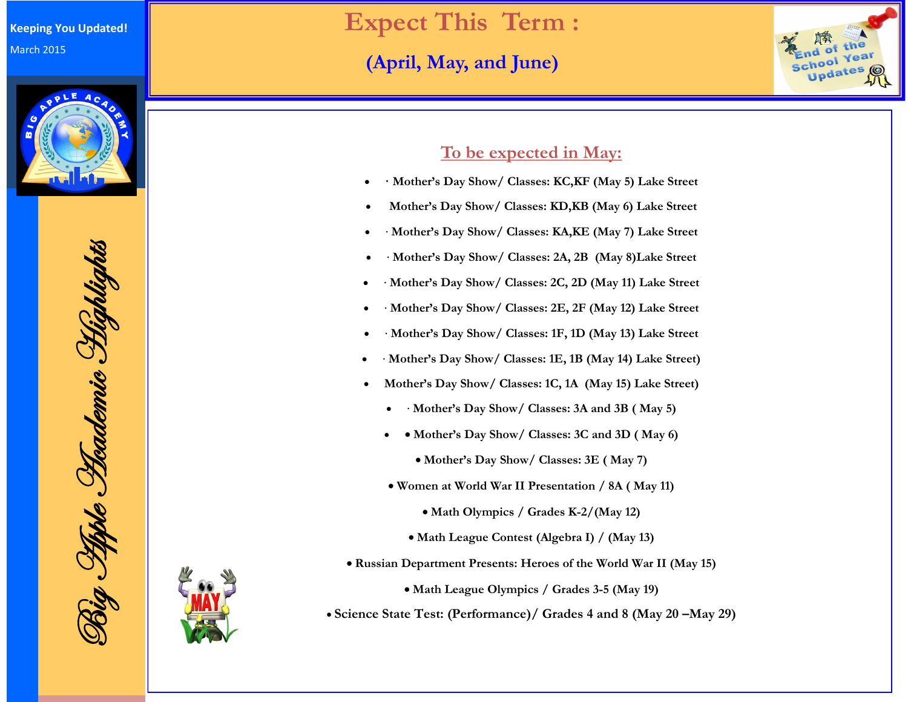Keeping You Updated!

March 2015

Big Apple Academic Highlights

# Expect This Term :

## (April, May, and June)

End of the School Year Updates

## To be expected in May:

- · Mother's Day Show/ Classes: KC,KF (May 5) Lake Street
- Mother's Day Show/ Classes: KD,KB (May 6) Lake Street
- · Mother's Day Show/ Classes: KA,KE (May 7) Lake Street
- · Mother's Day Show/ Classes: 2A, 2B (May 8)Lake Street
- · Mother's Day Show/ Classes: 2C, 2D (May 11) Lake Street
- · Mother's Day Show/ Classes: 2E, 2F (May 12) Lake Street
- · Mother's Day Show/ Classes: 1F, 1D (May 13) Lake Street
- · Mother's Day Show/ Classes: 1E, 1B (May 14) Lake Street)
- Mother's Day Show/ Classes: 1C, 1A (May 15) Lake Street)
- · Mother's Day Show/ Classes: 3A and 3B ( May 5)
- • Mother's Day Show/ Classes: 3C and 3D ( May 6)
- Mother's Day Show/ Classes: 3E ( May 7)
- Women at World War II Presentation / 8A ( May 11)
- Math Olympics / Grades K-2/(May 12)
- Math League Contest (Algebra I) / (May 13)
- Russian Department Presents: Heroes of the World War II (May 15)
- Math League Olympics / Grades 3-5 (May 19)
- Science State Test: (Performance)/ Grades 4 and 8 (May 20 –May 29)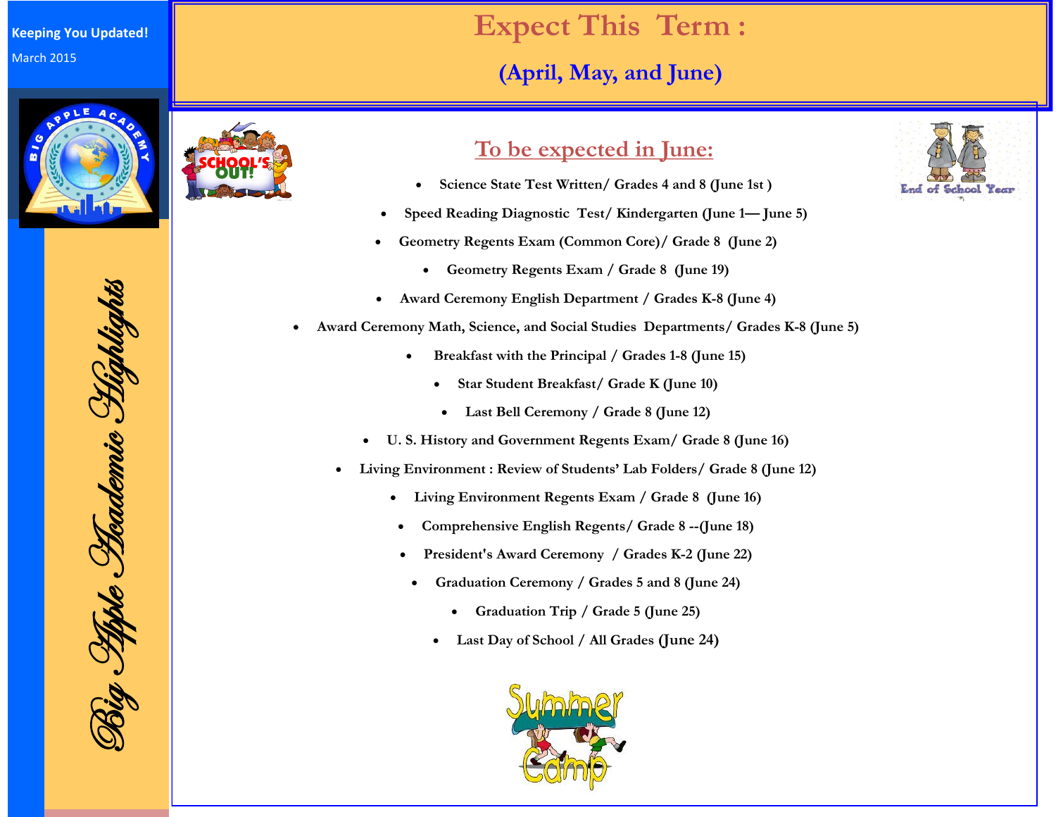Keeping You Updated!

March 2015

Big Apple Academic Highlights

# Expect This Term :

## (April, May, and June)

## To be expected in June:

- Science State Test Written/ Grades 4 and 8 (June 1st )
- Speed Reading Diagnostic Test/ Kindergarten (June 1— June 5)
- Geometry Regents Exam (Common Core)/ Grade 8 (June 2)
- Geometry Regents Exam / Grade 8 (June 19)
- Award Ceremony English Department / Grades K-8 (June 4)
- Award Ceremony Math, Science, and Social Studies Departments/ Grades K-8 (June 5)
- Breakfast with the Principal / Grades 1-8 (June 15)
- Star Student Breakfast/ Grade K (June 10)
- Last Bell Ceremony / Grade 8 (June 12)
- U. S. History and Government Regents Exam/ Grade 8 (June 16)
- Living Environment : Review of Students' Lab Folders/ Grade 8 (June 12)
- Living Environment Regents Exam / Grade 8 (June 16)
- Comprehensive English Regents/ Grade 8 --(June 18)
- President's Award Ceremony / Grades K-2 (June 22)
- Graduation Ceremony / Grades 5 and 8 (June 24)
- Graduation Trip / Grade 5 (June 25)
- Last Day of School / All Grades (June 24)